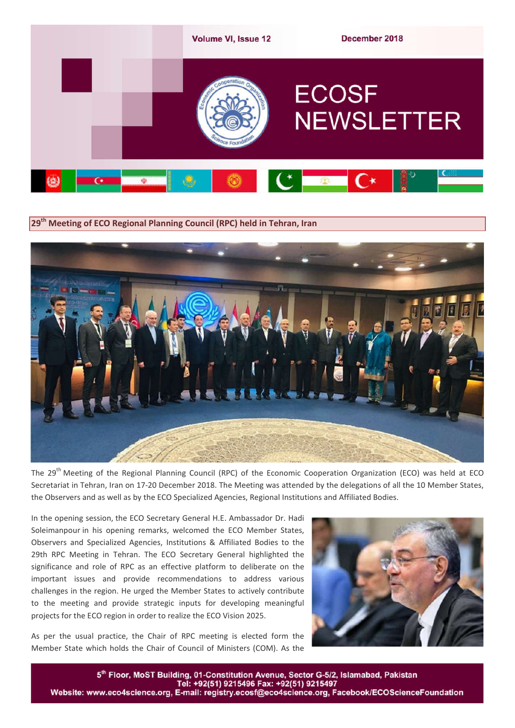Volume VI, Issue 12

December 2018

# ECOSF NEWSLETTER

## 29th Meeting of ECO Regional Planning Council (RPC) held in Tehran, Iran

The 29th Meeting of the Regional Planning Council (RPC) of the Economic Cooperation Organization (ECO) was held at ECO Secretariat in Tehran, Iran on 17-20 December 2018. The Meeting was attended by the delegations of all the 10 Member States, the Observers and as well as by the ECO Specialized Agencies, Regional Institutions and Affiliated Bodies.

In the opening session, the ECO Secretary General H.E. Ambassador Dr. Hadi Soleimanpour in his opening remarks, welcomed the ECO Member States, Observers and Specialized Agencies, Institutions & Affiliated Bodies to the 29th RPC Meeting in Tehran. The ECO Secretary General highlighted the significance and role of RPC as an effective platform to deliberate on the important issues and provide recommendations to address various challenges in the region. He urged the Member States to actively contribute to the meeting and provide strategic inputs for developing meaningful projects for the ECO region in order to realize the ECO Vision 2025.

As per the usual practice, the Chair of RPC meeting is elected form the Member State which holds the Chair of Council of Ministers (COM). As the

5th Floor, MoST Building, 01-Constitution Avenue, Sector G-5/2, Islamabad, Pakistan
Tel: +92(51) 9215496 Fax: +92(51) 9215497
Website: www.eco4science.org, E-mail: registry.ecosf@eco4science.org, Facebook/ECOScienceFoundation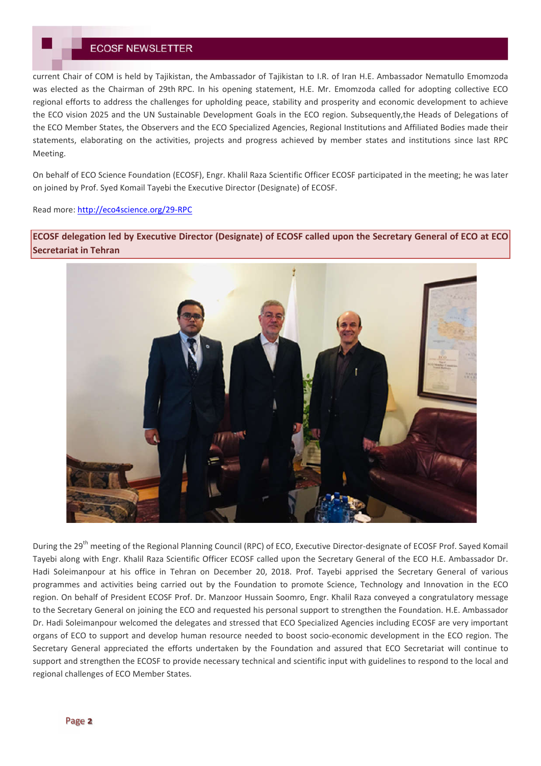current Chair of COM is held by Tajikistan, the Ambassador of Tajikistan to I.R. of Iran H.E. Ambassador Nematullo Emomzoda was elected as the Chairman of 29th RPC. In his opening statement, H.E. Mr. Emomzoda called for adopting collective ECO regional efforts to address the challenges for upholding peace, stability and prosperity and economic development to achieve the ECO vision 2025 and the UN Sustainable Development Goals in the ECO region. Subsequently,the Heads of Delegations of the ECO Member States, the Observers and the ECO Specialized Agencies, Regional Institutions and Affiliated Bodies made their statements, elaborating on the activities, projects and progress achieved by member states and institutions since last RPC Meeting.

On behalf of ECO Science Foundation (ECOSF), Engr. Khalil Raza Scientific Officer ECOSF participated in the meeting; he was later on joined by Prof. Syed Komail Tayebi the Executive Director (Designate) of ECOSF.

Read more: http://eco4science.org/29-RPC

## ECOSF delegation led by Executive Director (Designate) of ECOSF called upon the Secretary General of ECO at ECO Secretariat in Tehran

During the 29th meeting of the Regional Planning Council (RPC) of ECO, Executive Director-designate of ECOSF Prof. Sayed Komail Tayebi along with Engr. Khalil Raza Scientific Officer ECOSF called upon the Secretary General of the ECO H.E. Ambassador Dr. Hadi Soleimanpour at his office in Tehran on December 20, 2018. Prof. Tayebi apprised the Secretary General of various programmes and activities being carried out by the Foundation to promote Science, Technology and Innovation in the ECO region. On behalf of President ECOSF Prof. Dr. Manzoor Hussain Soomro, Engr. Khalil Raza conveyed a congratulatory message to the Secretary General on joining the ECO and requested his personal support to strengthen the Foundation. H.E. Ambassador Dr. Hadi Soleimanpour welcomed the delegates and stressed that ECO Specialized Agencies including ECOSF are very important organs of ECO to support and develop human resource needed to boost socio-economic development in the ECO region. The Secretary General appreciated the efforts undertaken by the Foundation and assured that ECO Secretariat will continue to support and strengthen the ECOSF to provide necessary technical and scientific input with guidelines to respond to the local and regional challenges of ECO Member States.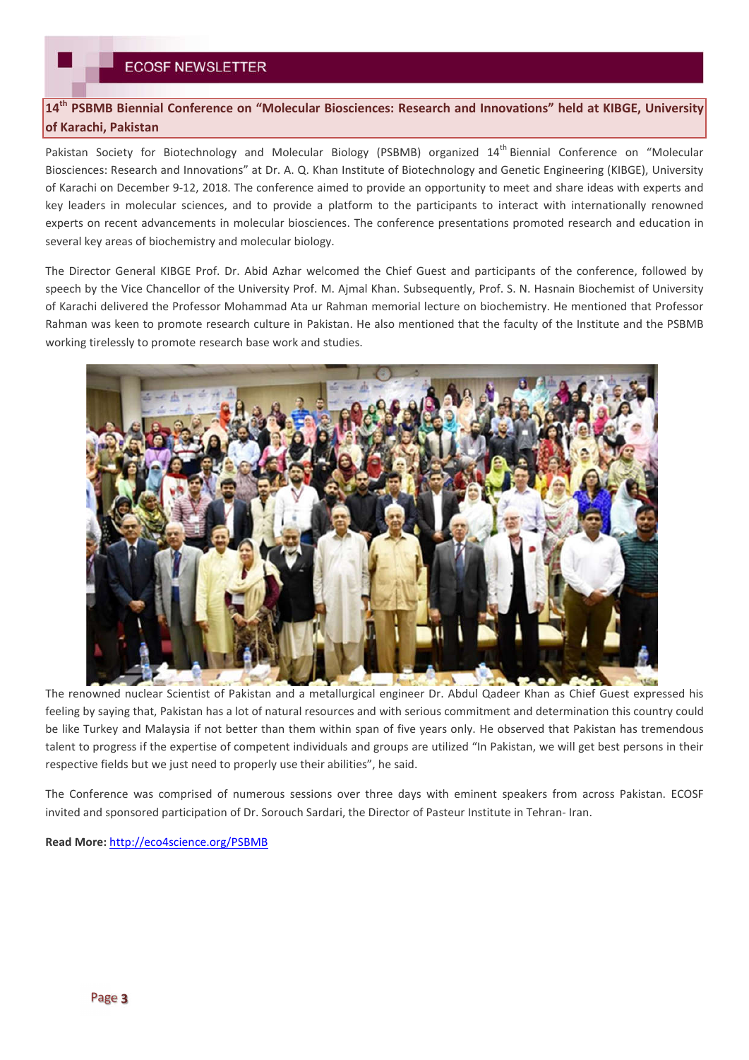## 14th PSBMB Biennial Conference on "Molecular Biosciences: Research and Innovations" held at KIBGE, University of Karachi, Pakistan

Pakistan Society for Biotechnology and Molecular Biology (PSBMB) organized 14th Biennial Conference on "Molecular Biosciences: Research and Innovations" at Dr. A. Q. Khan Institute of Biotechnology and Genetic Engineering (KIBGE), University of Karachi on December 9-12, 2018. The conference aimed to provide an opportunity to meet and share ideas with experts and key leaders in molecular sciences, and to provide a platform to the participants to interact with internationally renowned experts on recent advancements in molecular biosciences. The conference presentations promoted research and education in several key areas of biochemistry and molecular biology.

The Director General KIBGE Prof. Dr. Abid Azhar welcomed the Chief Guest and participants of the conference, followed by speech by the Vice Chancellor of the University Prof. M. Ajmal Khan. Subsequently, Prof. S. N. Hasnain Biochemist of University of Karachi delivered the Professor Mohammad Ata ur Rahman memorial lecture on biochemistry. He mentioned that Professor Rahman was keen to promote research culture in Pakistan. He also mentioned that the faculty of the Institute and the PSBMB working tirelessly to promote research base work and studies.

The renowned nuclear Scientist of Pakistan and a metallurgical engineer Dr. Abdul Qadeer Khan as Chief Guest expressed his feeling by saying that, Pakistan has a lot of natural resources and with serious commitment and determination this country could be like Turkey and Malaysia if not better than them within span of five years only. He observed that Pakistan has tremendous talent to progress if the expertise of competent individuals and groups are utilized "In Pakistan, we will get best persons in their respective fields but we just need to properly use their abilities", he said.

The Conference was comprised of numerous sessions over three days with eminent speakers from across Pakistan. ECOSF invited and sponsored participation of Dr. Sorouch Sardari, the Director of Pasteur Institute in Tehran- Iran.

**Read More:** http://eco4science.org/PSBMB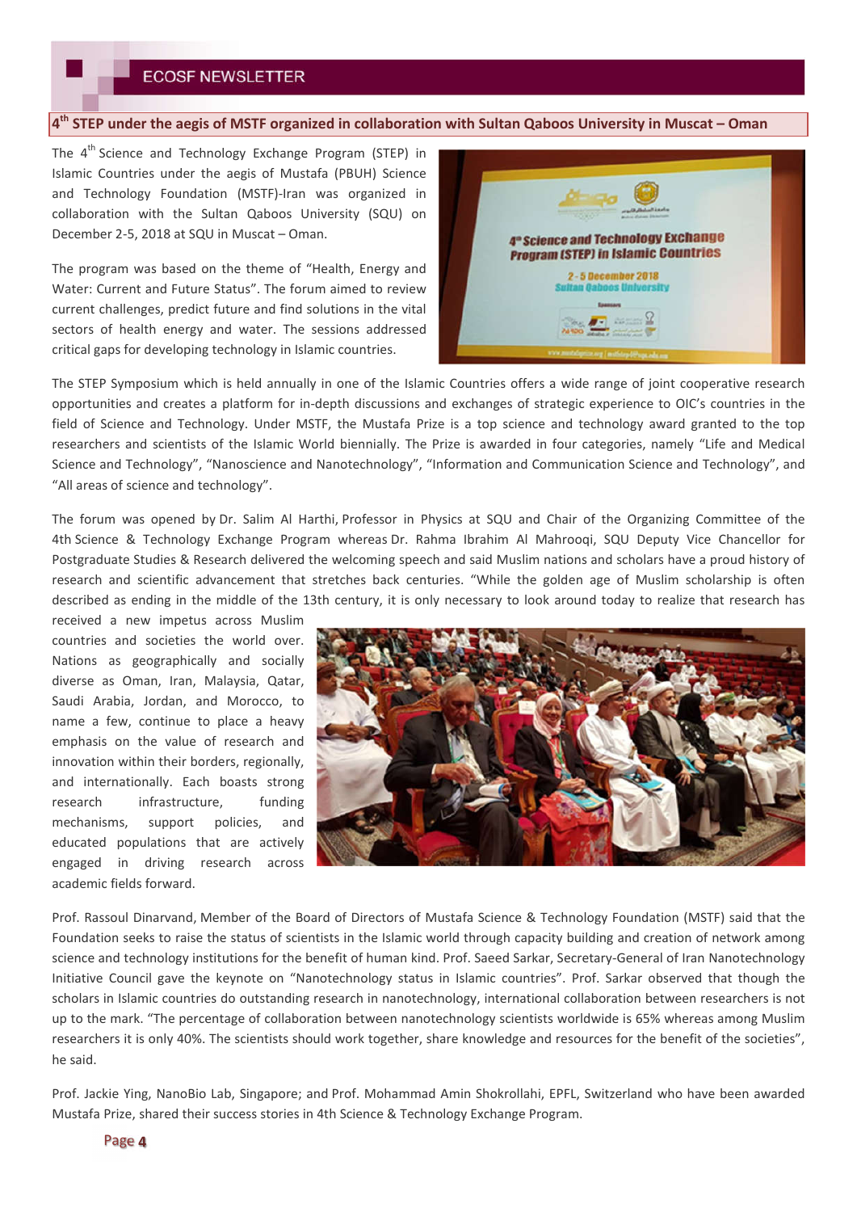## 4th STEP under the aegis of MSTF organized in collaboration with Sultan Qaboos University in Muscat – Oman

The 4th Science and Technology Exchange Program (STEP) in Islamic Countries under the aegis of Mustafa (PBUH) Science and Technology Foundation (MSTF)-Iran was organized in collaboration with the Sultan Qaboos University (SQU) on December 2-5, 2018 at SQU in Muscat – Oman.

The program was based on the theme of "Health, Energy and Water: Current and Future Status". The forum aimed to review current challenges, predict future and find solutions in the vital sectors of health energy and water. The sessions addressed critical gaps for developing technology in Islamic countries.

The STEP Symposium which is held annually in one of the Islamic Countries offers a wide range of joint cooperative research opportunities and creates a platform for in-depth discussions and exchanges of strategic experience to OIC's countries in the field of Science and Technology. Under MSTF, the Mustafa Prize is a top science and technology award granted to the top researchers and scientists of the Islamic World biennially. The Prize is awarded in four categories, namely "Life and Medical Science and Technology", "Nanoscience and Nanotechnology", "Information and Communication Science and Technology", and "All areas of science and technology".

The forum was opened by Dr. Salim Al Harthi, Professor in Physics at SQU and Chair of the Organizing Committee of the 4th Science & Technology Exchange Program whereas Dr. Rahma Ibrahim Al Mahrooqi, SQU Deputy Vice Chancellor for Postgraduate Studies & Research delivered the welcoming speech and said Muslim nations and scholars have a proud history of research and scientific advancement that stretches back centuries. "While the golden age of Muslim scholarship is often described as ending in the middle of the 13th century, it is only necessary to look around today to realize that research has received a new impetus across Muslim countries and societies the world over. Nations as geographically and socially diverse as Oman, Iran, Malaysia, Qatar, Saudi Arabia, Jordan, and Morocco, to name a few, continue to place a heavy emphasis on the value of research and innovation within their borders, regionally, and internationally. Each boasts strong research infrastructure, funding mechanisms, support policies, and educated populations that are actively engaged in driving research across academic fields forward.

Prof. Rassoul Dinarvand, Member of the Board of Directors of Mustafa Science & Technology Foundation (MSTF) said that the Foundation seeks to raise the status of scientists in the Islamic world through capacity building and creation of network among science and technology institutions for the benefit of human kind. Prof. Saeed Sarkar, Secretary-General of Iran Nanotechnology Initiative Council gave the keynote on "Nanotechnology status in Islamic countries". Prof. Sarkar observed that though the scholars in Islamic countries do outstanding research in nanotechnology, international collaboration between researchers is not up to the mark. "The percentage of collaboration between nanotechnology scientists worldwide is 65% whereas among Muslim researchers it is only 40%. The scientists should work together, share knowledge and resources for the benefit of the societies", he said.

Prof. Jackie Ying, NanoBio Lab, Singapore; and Prof. Mohammad Amin Shokrollahi, EPFL, Switzerland who have been awarded Mustafa Prize, shared their success stories in 4th Science & Technology Exchange Program.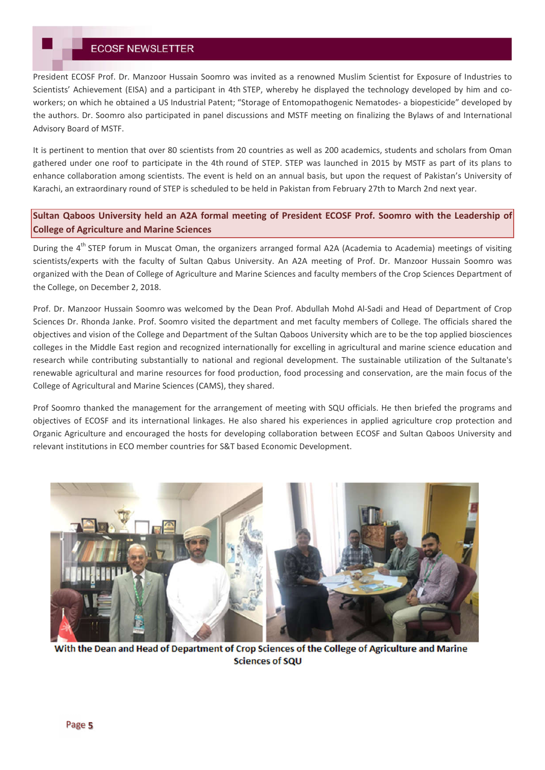President ECOSF Prof. Dr. Manzoor Hussain Soomro was invited as a renowned Muslim Scientist for Exposure of Industries to Scientists' Achievement (EISA) and a participant in 4th STEP, whereby he displayed the technology developed by him and co-workers; on which he obtained a US Industrial Patent; "Storage of Entomopathogenic Nematodes- a biopesticide" developed by the authors. Dr. Soomro also participated in panel discussions and MSTF meeting on finalizing the Bylaws of and International Advisory Board of MSTF.

It is pertinent to mention that over 80 scientists from 20 countries as well as 200 academics, students and scholars from Oman gathered under one roof to participate in the 4th round of STEP. STEP was launched in 2015 by MSTF as part of its plans to enhance collaboration among scientists. The event is held on an annual basis, but upon the request of Pakistan's University of Karachi, an extraordinary round of STEP is scheduled to be held in Pakistan from February 27th to March 2nd next year.

## Sultan Qaboos University held an A2A formal meeting of President ECOSF Prof. Soomro with the Leadership of College of Agriculture and Marine Sciences

During the 4th STEP forum in Muscat Oman, the organizers arranged formal A2A (Academia to Academia) meetings of visiting scientists/experts with the faculty of Sultan Qabus University. An A2A meeting of Prof. Dr. Manzoor Hussain Soomro was organized with the Dean of College of Agriculture and Marine Sciences and faculty members of the Crop Sciences Department of the College, on December 2, 2018.

Prof. Dr. Manzoor Hussain Soomro was welcomed by the Dean Prof. Abdullah Mohd Al-Sadi and Head of Department of Crop Sciences Dr. Rhonda Janke. Prof. Soomro visited the department and met faculty members of College. The officials shared the objectives and vision of the College and Department of the Sultan Qaboos University which are to be the top applied biosciences colleges in the Middle East region and recognized internationally for excelling in agricultural and marine science education and research while contributing substantially to national and regional development. The sustainable utilization of the Sultanate's renewable agricultural and marine resources for food production, food processing and conservation, are the main focus of the College of Agricultural and Marine Sciences (CAMS), they shared.

Prof Soomro thanked the management for the arrangement of meeting with SQU officials. He then briefed the programs and objectives of ECOSF and its international linkages. He also shared his experiences in applied agriculture crop protection and Organic Agriculture and encouraged the hosts for developing collaboration between ECOSF and Sultan Qaboos University and relevant institutions in ECO member countries for S&T based Economic Development.

**With the Dean and Head of Department of Crop Sciences of the College of Agriculture and Marine Sciences of SQU**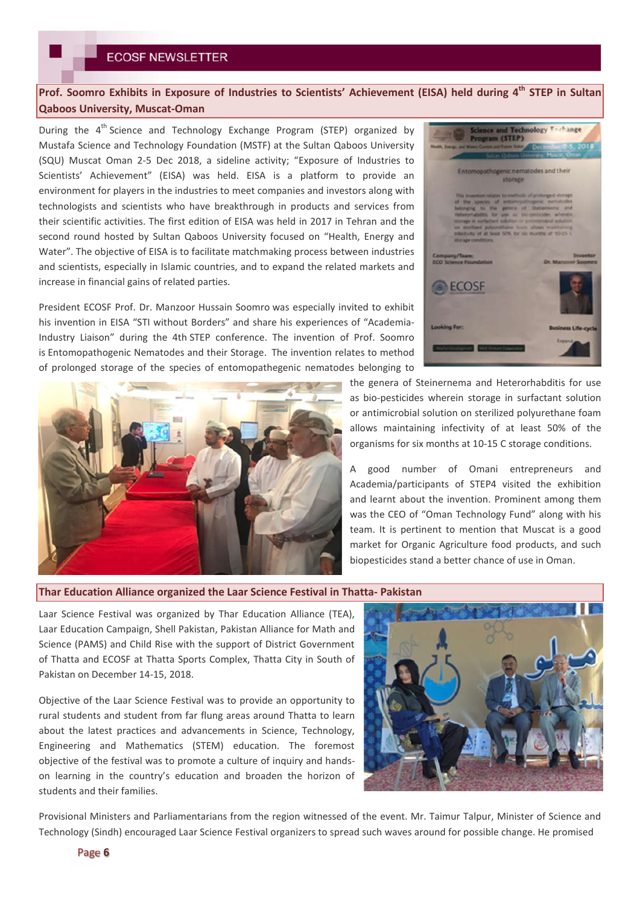## Prof. Soomro Exhibits in Exposure of Industries to Scientists' Achievement (EISA) held during 4th STEP in Sultan Qaboos University, Muscat-Oman

During the 4th Science and Technology Exchange Program (STEP) organized by Mustafa Science and Technology Foundation (MSTF) at the Sultan Qaboos University (SQU) Muscat Oman 2-5 Dec 2018, a sideline activity; "Exposure of Industries to Scientists' Achievement" (EISA) was held. EISA is a platform to provide an environment for players in the industries to meet companies and investors along with technologists and scientists who have breakthrough in products and services from their scientific activities. The first edition of EISA was held in 2017 in Tehran and the second round hosted by Sultan Qaboos University focused on "Health, Energy and Water". The objective of EISA is to facilitate matchmaking process between industries and scientists, especially in Islamic countries, and to expand the related markets and increase in financial gains of related parties.

President ECOSF Prof. Dr. Manzoor Hussain Soomro was especially invited to exhibit his invention in EISA "STI without Borders" and share his experiences of "Academia-Industry Liaison" during the 4th STEP conference. The invention of Prof. Soomro is Entomopathogenic Nematodes and their Storage. The invention relates to method of prolonged storage of the species of entomopathegenic nematodes belonging to the genera of Steinernema and Heterorhabditis for use as bio-pesticides wherein storage in surfactant solution or antimicrobial solution on sterilized polyurethane foam allows maintaining infectivity of at least 50% of the organisms for six months at 10-15 C storage conditions.

A good number of Omani entrepreneurs and Academia/participants of STEP4 visited the exhibition and learnt about the invention. Prominent among them was the CEO of "Oman Technology Fund" along with his team. It is pertinent to mention that Muscat is a good market for Organic Agriculture food products, and such biopesticides stand a better chance of use in Oman.

## Thar Education Alliance organized the Laar Science Festival in Thatta- Pakistan

Laar Science Festival was organized by Thar Education Alliance (TEA), Laar Education Campaign, Shell Pakistan, Pakistan Alliance for Math and Science (PAMS) and Child Rise with the support of District Government of Thatta and ECOSF at Thatta Sports Complex, Thatta City in South of Pakistan on December 14-15, 2018.

Objective of the Laar Science Festival was to provide an opportunity to rural students and student from far flung areas around Thatta to learn about the latest practices and advancements in Science, Technology, Engineering and Mathematics (STEM) education. The foremost objective of the festival was to promote a culture of inquiry and hands-on learning in the country's education and broaden the horizon of students and their families.

Provisional Ministers and Parliamentarians from the region witnessed of the event. Mr. Taimur Talpur, Minister of Science and Technology (Sindh) encouraged Laar Science Festival organizers to spread such waves around for possible change. He promised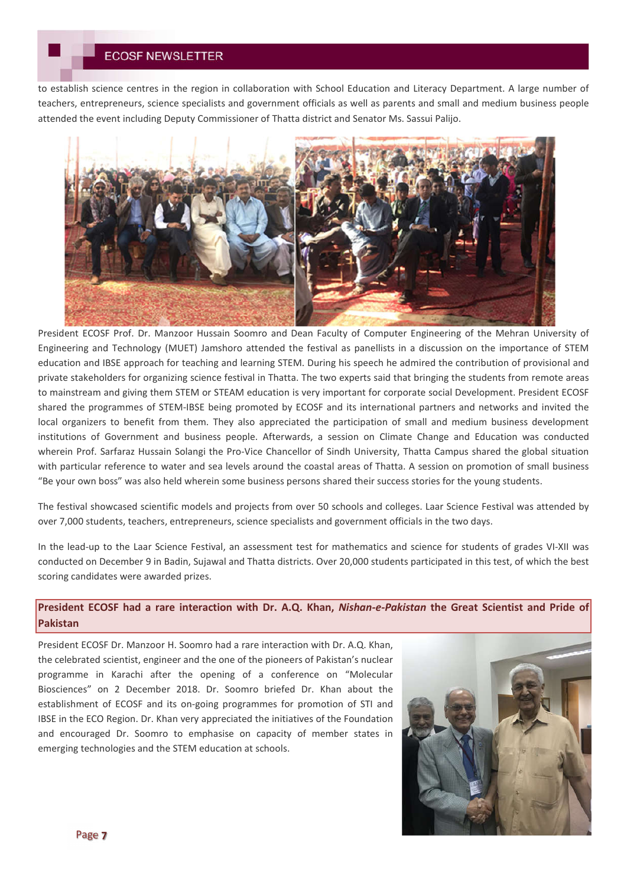to establish science centres in the region in collaboration with School Education and Literacy Department. A large number of teachers, entrepreneurs, science specialists and government officials as well as parents and small and medium business people attended the event including Deputy Commissioner of Thatta district and Senator Ms. Sassui Palijo.

President ECOSF Prof. Dr. Manzoor Hussain Soomro and Dean Faculty of Computer Engineering of the Mehran University of Engineering and Technology (MUET) Jamshoro attended the festival as panellists in a discussion on the importance of STEM education and IBSE approach for teaching and learning STEM. During his speech he admired the contribution of provisional and private stakeholders for organizing science festival in Thatta. The two experts said that bringing the students from remote areas to mainstream and giving them STEM or STEAM education is very important for corporate social Development. President ECOSF shared the programmes of STEM-IBSE being promoted by ECOSF and its international partners and networks and invited the local organizers to benefit from them. They also appreciated the participation of small and medium business development institutions of Government and business people. Afterwards, a session on Climate Change and Education was conducted wherein Prof. Sarfaraz Hussain Solangi the Pro-Vice Chancellor of Sindh University, Thatta Campus shared the global situation with particular reference to water and sea levels around the coastal areas of Thatta. A session on promotion of small business "Be your own boss" was also held wherein some business persons shared their success stories for the young students.

The festival showcased scientific models and projects from over 50 schools and colleges. Laar Science Festival was attended by over 7,000 students, teachers, entrepreneurs, science specialists and government officials in the two days.

In the lead-up to the Laar Science Festival, an assessment test for mathematics and science for students of grades VI-XII was conducted on December 9 in Badin, Sujawal and Thatta districts. Over 20,000 students participated in this test, of which the best scoring candidates were awarded prizes.

## President ECOSF had a rare interaction with Dr. A.Q. Khan, *Nishan-e-Pakistan* the Great Scientist and Pride of Pakistan

President ECOSF Dr. Manzoor H. Soomro had a rare interaction with Dr. A.Q. Khan, the celebrated scientist, engineer and the one of the pioneers of Pakistan's nuclear programme in Karachi after the opening of a conference on "Molecular Biosciences" on 2 December 2018. Dr. Soomro briefed Dr. Khan about the establishment of ECOSF and its on-going programmes for promotion of STI and IBSE in the ECO Region. Dr. Khan very appreciated the initiatives of the Foundation and encouraged Dr. Soomro to emphasise on capacity of member states in emerging technologies and the STEM education at schools.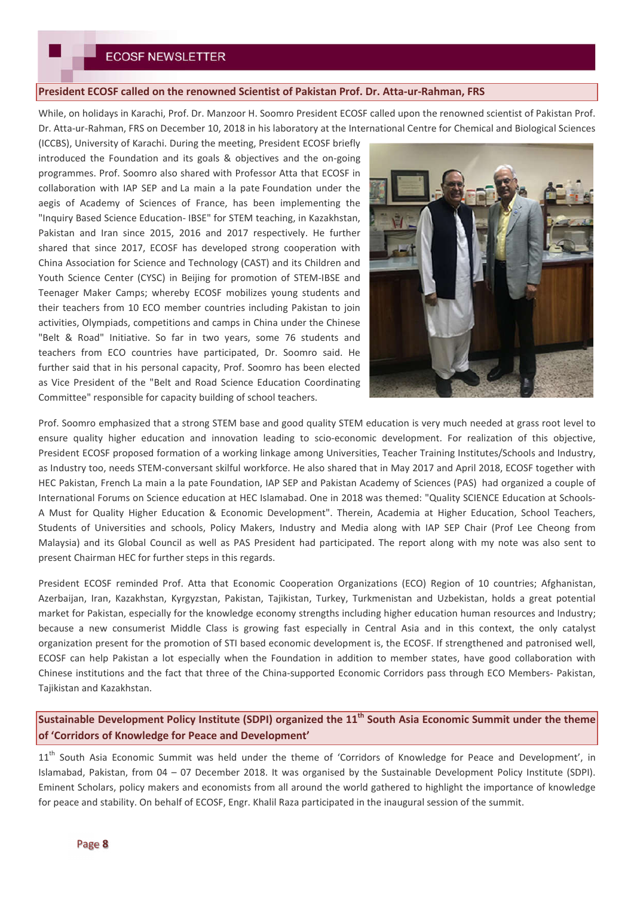## President ECOSF called on the renowned Scientist of Pakistan Prof. Dr. Atta-ur-Rahman, FRS

While, on holidays in Karachi, Prof. Dr. Manzoor H. Soomro President ECOSF called upon the renowned scientist of Pakistan Prof. Dr. Atta-ur-Rahman, FRS on December 10, 2018 in his laboratory at the International Centre for Chemical and Biological Sciences (ICCBS), University of Karachi. During the meeting, President ECOSF briefly introduced the Foundation and its goals & objectives and the on-going programmes. Prof. Soomro also shared with Professor Atta that ECOSF in collaboration with IAP SEP and La main a la pate Foundation under the aegis of Academy of Sciences of France, has been implementing the "Inquiry Based Science Education- IBSE" for STEM teaching, in Kazakhstan, Pakistan and Iran since 2015, 2016 and 2017 respectively. He further shared that since 2017, ECOSF has developed strong cooperation with China Association for Science and Technology (CAST) and its Children and Youth Science Center (CYSC) in Beijing for promotion of STEM-IBSE and Teenager Maker Camps; whereby ECOSF mobilizes young students and their teachers from 10 ECO member countries including Pakistan to join activities, Olympiads, competitions and camps in China under the Chinese "Belt & Road" Initiative. So far in two years, some 76 students and teachers from ECO countries have participated, Dr. Soomro said. He further said that in his personal capacity, Prof. Soomro has been elected as Vice President of the "Belt and Road Science Education Coordinating Committee" responsible for capacity building of school teachers.

Prof. Soomro emphasized that a strong STEM base and good quality STEM education is very much needed at grass root level to ensure quality higher education and innovation leading to scio-economic development. For realization of this objective, President ECOSF proposed formation of a working linkage among Universities, Teacher Training Institutes/Schools and Industry, as Industry too, needs STEM-conversant skilful workforce. He also shared that in May 2017 and April 2018, ECOSF together with HEC Pakistan, French La main a la pate Foundation, IAP SEP and Pakistan Academy of Sciences (PAS) had organized a couple of International Forums on Science education at HEC Islamabad. One in 2018 was themed: "Quality SCIENCE Education at Schools- A Must for Quality Higher Education & Economic Development". Therein, Academia at Higher Education, School Teachers, Students of Universities and schools, Policy Makers, Industry and Media along with IAP SEP Chair (Prof Lee Cheong from Malaysia) and its Global Council as well as PAS President had participated. The report along with my note was also sent to present Chairman HEC for further steps in this regards.

President ECOSF reminded Prof. Atta that Economic Cooperation Organizations (ECO) Region of 10 countries; Afghanistan, Azerbaijan, Iran, Kazakhstan, Kyrgyzstan, Pakistan, Tajikistan, Turkey, Turkmenistan and Uzbekistan, holds a great potential market for Pakistan, especially for the knowledge economy strengths including higher education human resources and Industry; because a new consumerist Middle Class is growing fast especially in Central Asia and in this context, the only catalyst organization present for the promotion of STI based economic development is, the ECOSF. If strengthened and patronised well, ECOSF can help Pakistan a lot especially when the Foundation in addition to member states, have good collaboration with Chinese institutions and the fact that three of the China-supported Economic Corridors pass through ECO Members- Pakistan, Tajikistan and Kazakhstan.

## Sustainable Development Policy Institute (SDPI) organized the 11th South Asia Economic Summit under the theme of 'Corridors of Knowledge for Peace and Development'

11th South Asia Economic Summit was held under the theme of 'Corridors of Knowledge for Peace and Development', in Islamabad, Pakistan, from 04 – 07 December 2018. It was organised by the Sustainable Development Policy Institute (SDPI). Eminent Scholars, policy makers and economists from all around the world gathered to highlight the importance of knowledge for peace and stability. On behalf of ECOSF, Engr. Khalil Raza participated in the inaugural session of the summit.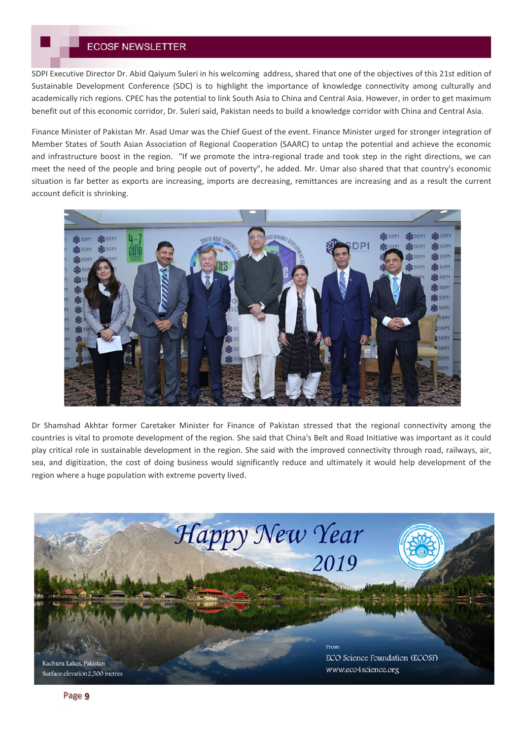SDPI Executive Director Dr. Abid Qaiyum Suleri in his welcoming address, shared that one of the objectives of this 21st edition of Sustainable Development Conference (SDC) is to highlight the importance of knowledge connectivity among culturally and academically rich regions. CPEC has the potential to link South Asia to China and Central Asia. However, in order to get maximum benefit out of this economic corridor, Dr. Suleri said, Pakistan needs to build a knowledge corridor with China and Central Asia.

Finance Minister of Pakistan Mr. Asad Umar was the Chief Guest of the event. Finance Minister urged for stronger integration of Member States of South Asian Association of Regional Cooperation (SAARC) to untap the potential and achieve the economic and infrastructure boost in the region. "If we promote the intra-regional trade and took step in the right directions, we can meet the need of the people and bring people out of poverty", he added. Mr. Umar also shared that that country's economic situation is far better as exports are increasing, imports are decreasing, remittances are increasing and as a result the current account deficit is shrinking.

Dr Shamshad Akhtar former Caretaker Minister for Finance of Pakistan stressed that the regional connectivity among the countries is vital to promote development of the region. She said that China's Belt and Road Initiative was important as it could play critical role in sustainable development in the region. She said with the improved connectivity through road, railways, air, sea, and digitization, the cost of doing business would significantly reduce and ultimately it would help development of the region where a huge population with extreme poverty lived.

Happy New Year 2019

Kachura Lakes, Pakistan
Surface elevation 2,500 metres

From
ECO Science Foundation (ECOSF)
www.eco4science.org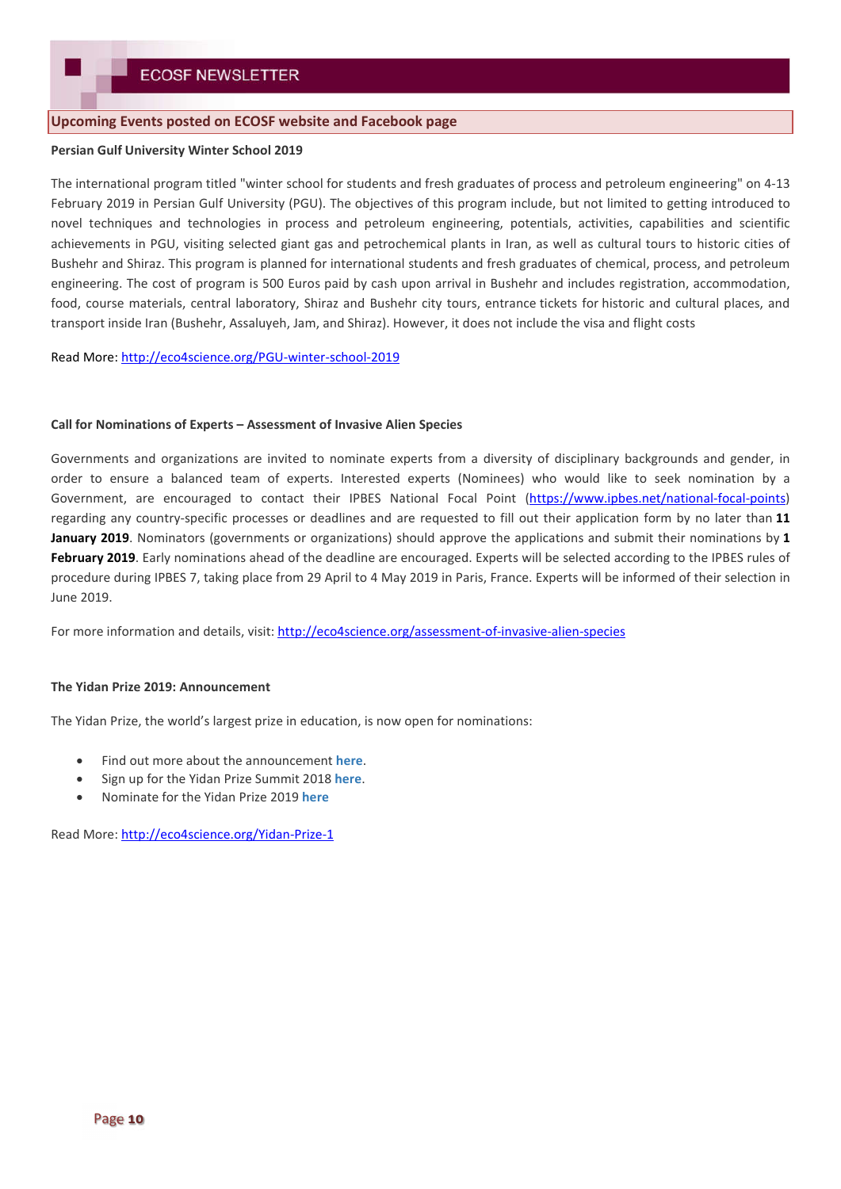## Upcoming Events posted on ECOSF website and Facebook page

### Persian Gulf University Winter School 2019

The international program titled "winter school for students and fresh graduates of process and petroleum engineering" on 4-13 February 2019 in Persian Gulf University (PGU). The objectives of this program include, but not limited to getting introduced to novel techniques and technologies in process and petroleum engineering, potentials, activities, capabilities and scientific achievements in PGU, visiting selected giant gas and petrochemical plants in Iran, as well as cultural tours to historic cities of Bushehr and Shiraz. This program is planned for international students and fresh graduates of chemical, process, and petroleum engineering. The cost of program is 500 Euros paid by cash upon arrival in Bushehr and includes registration, accommodation, food, course materials, central laboratory, Shiraz and Bushehr city tours, entrance tickets for historic and cultural places, and transport inside Iran (Bushehr, Assaluyeh, Jam, and Shiraz). However, it does not include the visa and flight costs

Read More: http://eco4science.org/PGU-winter-school-2019

### Call for Nominations of Experts – Assessment of Invasive Alien Species

Governments and organizations are invited to nominate experts from a diversity of disciplinary backgrounds and gender, in order to ensure a balanced team of experts. Interested experts (Nominees) who would like to seek nomination by a Government, are encouraged to contact their IPBES National Focal Point (https://www.ipbes.net/national-focal-points) regarding any country-specific processes or deadlines and are requested to fill out their application form by no later than **11 January 2019**. Nominators (governments or organizations) should approve the applications and submit their nominations by **1 February 2019**. Early nominations ahead of the deadline are encouraged. Experts will be selected according to the IPBES rules of procedure during IPBES 7, taking place from 29 April to 4 May 2019 in Paris, France. Experts will be informed of their selection in June 2019.

For more information and details, visit: http://eco4science.org/assessment-of-invasive-alien-species

### The Yidan Prize 2019: Announcement

The Yidan Prize, the world's largest prize in education, is now open for nominations:

- Find out more about the announcement **here**.
- Sign up for the Yidan Prize Summit 2018 **here**.
- Nominate for the Yidan Prize 2019 **here**

Read More: http://eco4science.org/Yidan-Prize-1